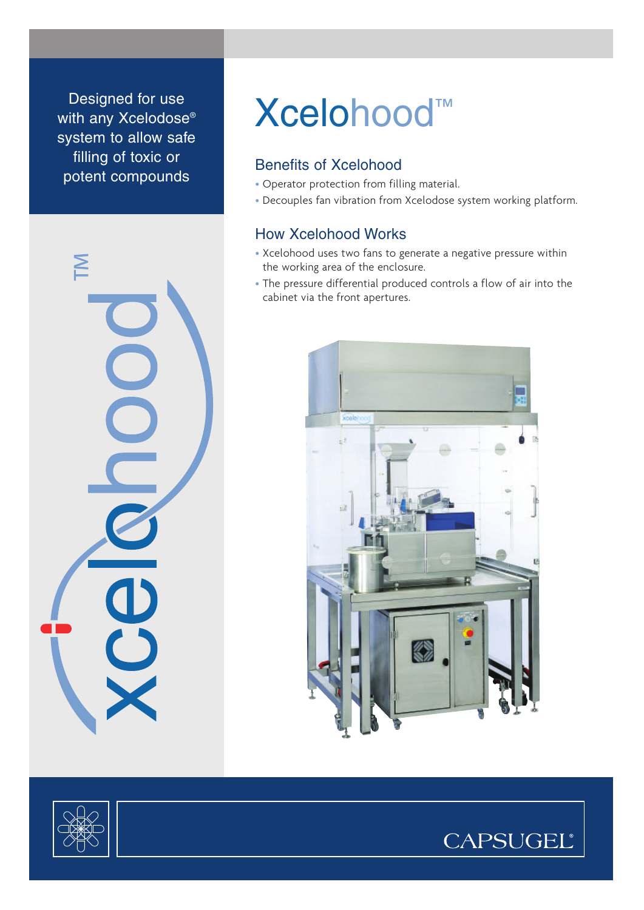Designed for use with any Xcelodose® system to allow safe filling of toxic or potent compounds

# Xcelohood™

## Benefits of Xcelohood

- Operator protection from filling material.
- Decouples fan vibration from Xcelodose system working platform.

## How Xcelohood Works

- Xcelohood uses two fans to generate a negative pressure within the working area of the enclosure.
- The pressure differential produced controls a flow of air into the cabinet via the front apertures.

CAPSUGEL®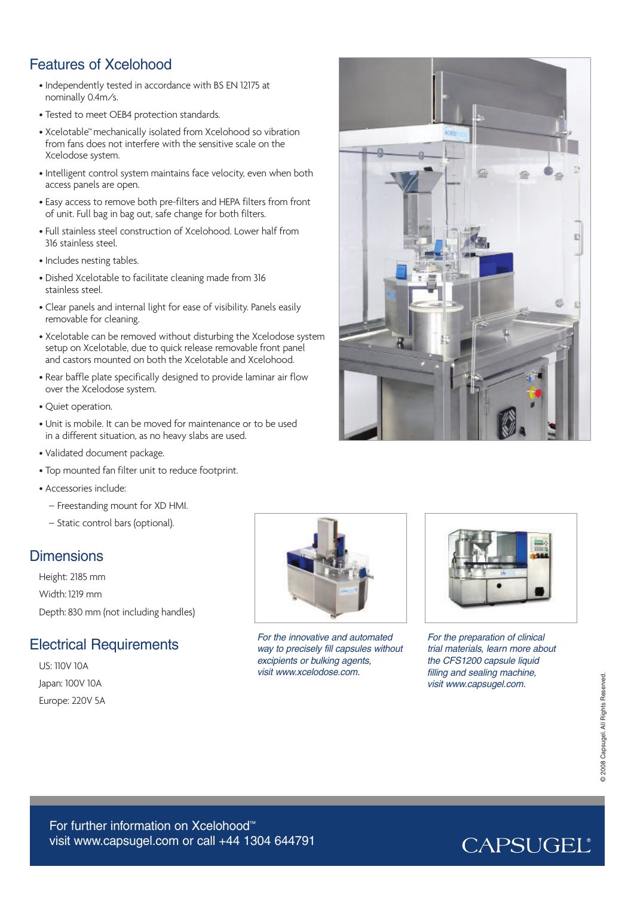## Features of Xcelohood

- Independently tested in accordance with BS EN 12175 at nominally 0.4m/s.
- Tested to meet OEB4 protection standards.
- Xcelotable™ mechanically isolated from Xcelohood so vibration from fans does not interfere with the sensitive scale on the Xcelodose system.
- Intelligent control system maintains face velocity, even when both access panels are open.
- Easy access to remove both pre-filters and HEPA filters from front of unit. Full bag in bag out, safe change for both filters.
- Full stainless steel construction of Xcelohood. Lower half from 316 stainless steel.
- Includes nesting tables.
- Dished Xcelotable to facilitate cleaning made from 316 stainless steel.
- Clear panels and internal light for ease of visibility. Panels easily removable for cleaning.
- Xcelotable can be removed without disturbing the Xcelodose system setup on Xcelotable, due to quick release removable front panel and castors mounted on both the Xcelotable and Xcelohood.
- Rear baffle plate specifically designed to provide laminar air flow over the Xcelodose system.
- Quiet operation.
- Unit is mobile. It can be moved for maintenance or to be used in a different situation, as no heavy slabs are used.
- Validated document package.
- Top mounted fan filter unit to reduce footprint.
- Accessories include:
  - Freestanding mount for XD HMI.
  - Static control bars (optional).

## Dimensions

Height: 2185 mm

Width: 1219 mm

Depth: 830 mm (not including handles)

## Electrical Requirements

US: 110V 10A

Japan: 100V 10A

Europe: 220V 5A

*For the innovative and automated way to precisely fill capsules without excipients or bulking agents, visit www.xcelodose.com.*

*For the preparation of clinical trial materials, learn more about the CFS1200 capsule liquid filling and sealing machine, visit www.capsugel.com.*

© 2008 Capsugel. All Rights Reserved.

For further information on Xcelohood™
visit www.capsugel.com or call +44 1304 644791

CAPSUGEL®